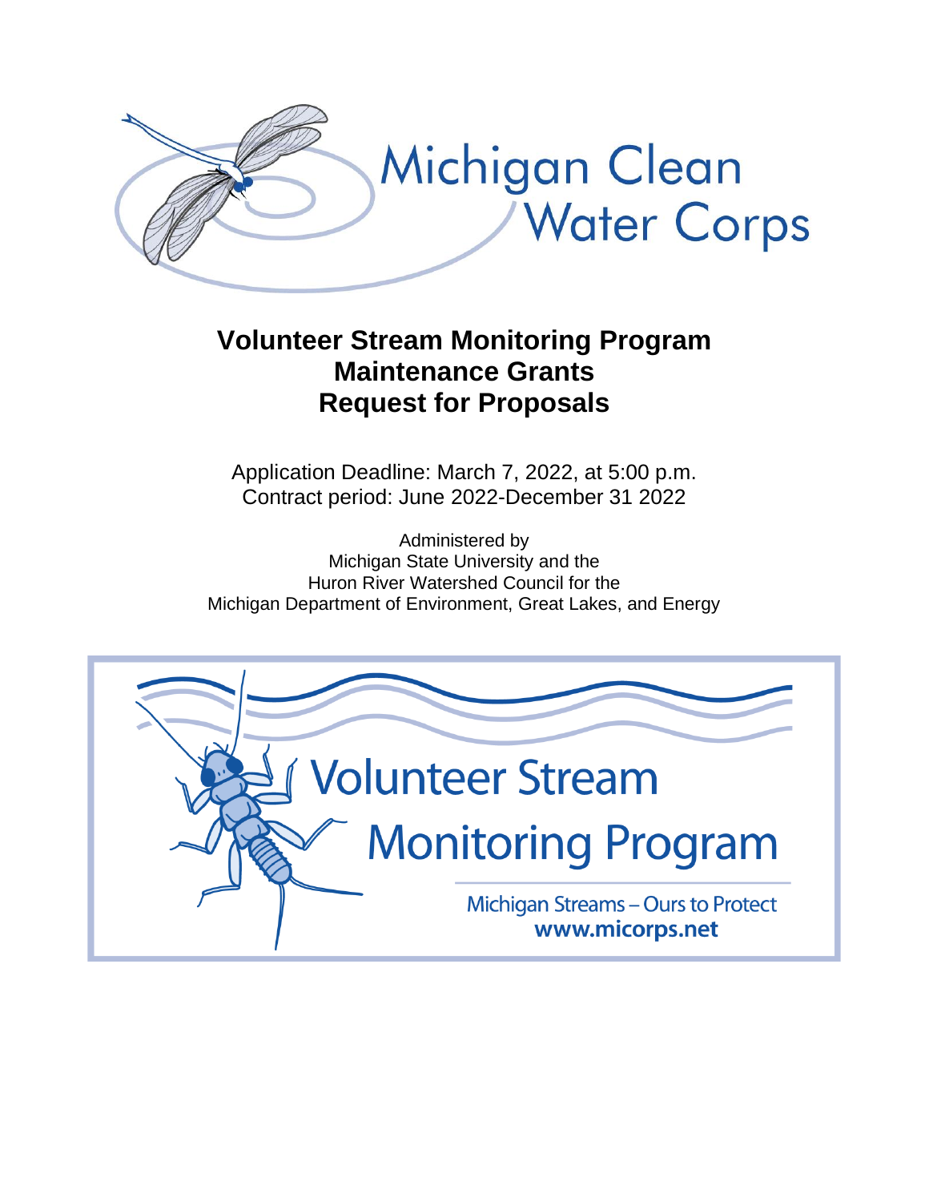Michigan Clean Water Corps

# Volunteer Stream Monitoring Program Maintenance Grants Request for Proposals

Application Deadline: March 7, 2022, at 5:00 p.m.
Contract period: June 2022-December 31 2022

Administered by
Michigan State University and the
Huron River Watershed Council for the
Michigan Department of Environment, Great Lakes, and Energy

Volunteer Stream Monitoring Program

Michigan Streams – Ours to Protect
www.micorps.net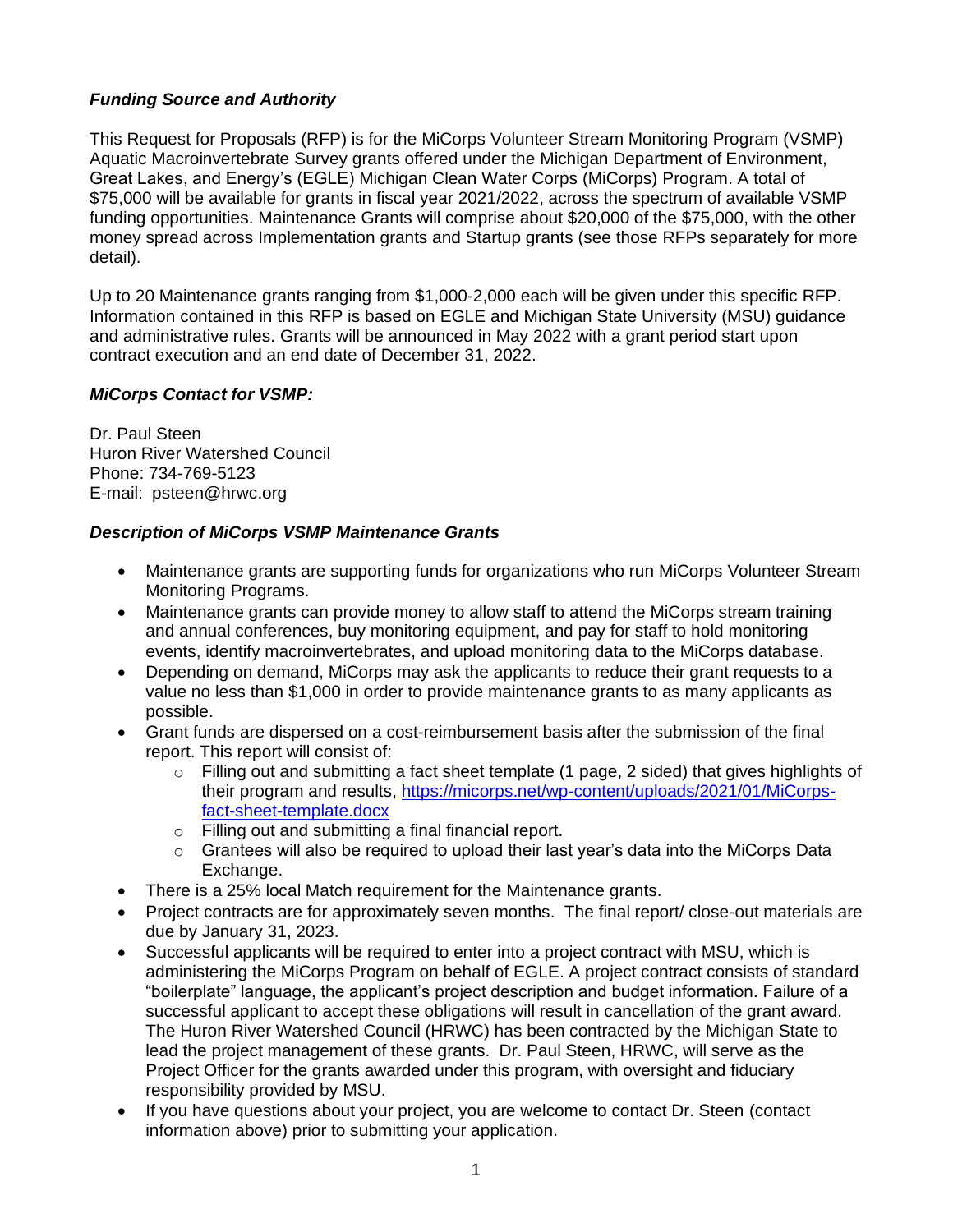### *Funding Source and Authority*

This Request for Proposals (RFP) is for the MiCorps Volunteer Stream Monitoring Program (VSMP) Aquatic Macroinvertebrate Survey grants offered under the Michigan Department of Environment, Great Lakes, and Energy's (EGLE) Michigan Clean Water Corps (MiCorps) Program. A total of $75,000 will be available for grants in fiscal year 2021/2022, across the spectrum of available VSMP funding opportunities. Maintenance Grants will comprise about $20,000 of the $75,000, with the other money spread across Implementation grants and Startup grants (see those RFPs separately for more detail).

Up to 20 Maintenance grants ranging from $1,000-2,000 each will be given under this specific RFP. Information contained in this RFP is based on EGLE and Michigan State University (MSU) guidance and administrative rules. Grants will be announced in May 2022 with a grant period start upon contract execution and an end date of December 31, 2022.

### *MiCorps Contact for VSMP:*

Dr. Paul Steen
Huron River Watershed Council
Phone: 734-769-5123
E-mail: psteen@hrwc.org

### *Description of MiCorps VSMP Maintenance Grants*

- Maintenance grants are supporting funds for organizations who run MiCorps Volunteer Stream Monitoring Programs.
- Maintenance grants can provide money to allow staff to attend the MiCorps stream training and annual conferences, buy monitoring equipment, and pay for staff to hold monitoring events, identify macroinvertebrates, and upload monitoring data to the MiCorps database.
- Depending on demand, MiCorps may ask the applicants to reduce their grant requests to a value no less than $1,000 in order to provide maintenance grants to as many applicants as possible.
- Grant funds are dispersed on a cost-reimbursement basis after the submission of the final report. This report will consist of:
  - Filling out and submitting a fact sheet template (1 page, 2 sided) that gives highlights of their program and results, [https://micorps.net/wp-content/uploads/2021/01/MiCorps-fact-sheet-template.docx](https://micorps.net/wp-content/uploads/2021/01/MiCorps-fact-sheet-template.docx)
  - Filling out and submitting a final financial report.
  - Grantees will also be required to upload their last year's data into the MiCorps Data Exchange.
- There is a 25% local Match requirement for the Maintenance grants.
- Project contracts are for approximately seven months. The final report/ close-out materials are due by January 31, 2023.
- Successful applicants will be required to enter into a project contract with MSU, which is administering the MiCorps Program on behalf of EGLE. A project contract consists of standard "boilerplate" language, the applicant's project description and budget information. Failure of a successful applicant to accept these obligations will result in cancellation of the grant award. The Huron River Watershed Council (HRWC) has been contracted by the Michigan State to lead the project management of these grants. Dr. Paul Steen, HRWC, will serve as the Project Officer for the grants awarded under this program, with oversight and fiduciary responsibility provided by MSU.
- If you have questions about your project, you are welcome to contact Dr. Steen (contact information above) prior to submitting your application.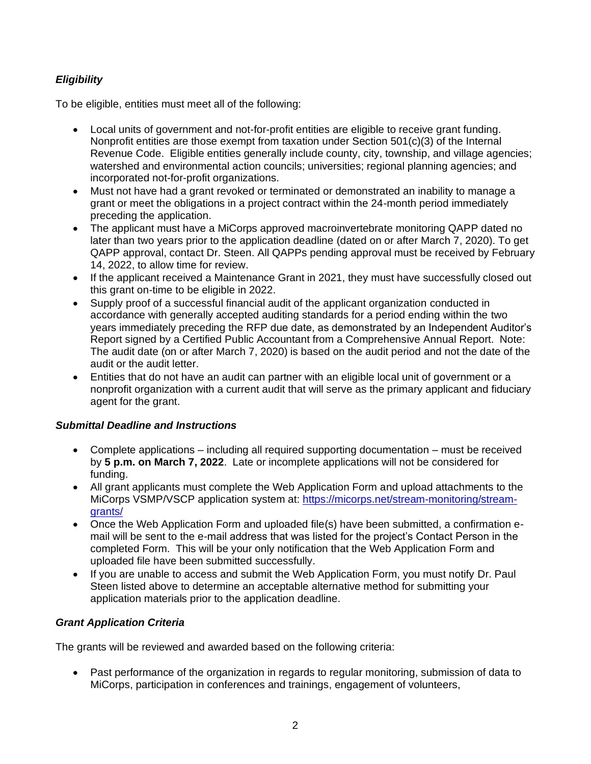### *Eligibility*

To be eligible, entities must meet all of the following:

- Local units of government and not-for-profit entities are eligible to receive grant funding. Nonprofit entities are those exempt from taxation under Section 501(c)(3) of the Internal Revenue Code. Eligible entities generally include county, city, township, and village agencies; watershed and environmental action councils; universities; regional planning agencies; and incorporated not-for-profit organizations.
- Must not have had a grant revoked or terminated or demonstrated an inability to manage a grant or meet the obligations in a project contract within the 24-month period immediately preceding the application.
- The applicant must have a MiCorps approved macroinvertebrate monitoring QAPP dated no later than two years prior to the application deadline (dated on or after March 7, 2020). To get QAPP approval, contact Dr. Steen. All QAPPs pending approval must be received by February 14, 2022, to allow time for review.
- If the applicant received a Maintenance Grant in 2021, they must have successfully closed out this grant on-time to be eligible in 2022.
- Supply proof of a successful financial audit of the applicant organization conducted in accordance with generally accepted auditing standards for a period ending within the two years immediately preceding the RFP due date, as demonstrated by an Independent Auditor's Report signed by a Certified Public Accountant from a Comprehensive Annual Report. Note: The audit date (on or after March 7, 2020) is based on the audit period and not the date of the audit or the audit letter.
- Entities that do not have an audit can partner with an eligible local unit of government or a nonprofit organization with a current audit that will serve as the primary applicant and fiduciary agent for the grant.

### *Submittal Deadline and Instructions*

- Complete applications – including all required supporting documentation – must be received by **5 p.m. on March 7, 2022**. Late or incomplete applications will not be considered for funding.
- All grant applicants must complete the Web Application Form and upload attachments to the MiCorps VSMP/VSCP application system at: [https://micorps.net/stream-monitoring/stream-grants/](https://micorps.net/stream-monitoring/stream-grants/)
- Once the Web Application Form and uploaded file(s) have been submitted, a confirmation e-mail will be sent to the e-mail address that was listed for the project's Contact Person in the completed Form. This will be your only notification that the Web Application Form and uploaded file have been submitted successfully.
- If you are unable to access and submit the Web Application Form, you must notify Dr. Paul Steen listed above to determine an acceptable alternative method for submitting your application materials prior to the application deadline.

### *Grant Application Criteria*

The grants will be reviewed and awarded based on the following criteria:

- Past performance of the organization in regards to regular monitoring, submission of data to MiCorps, participation in conferences and trainings, engagement of volunteers,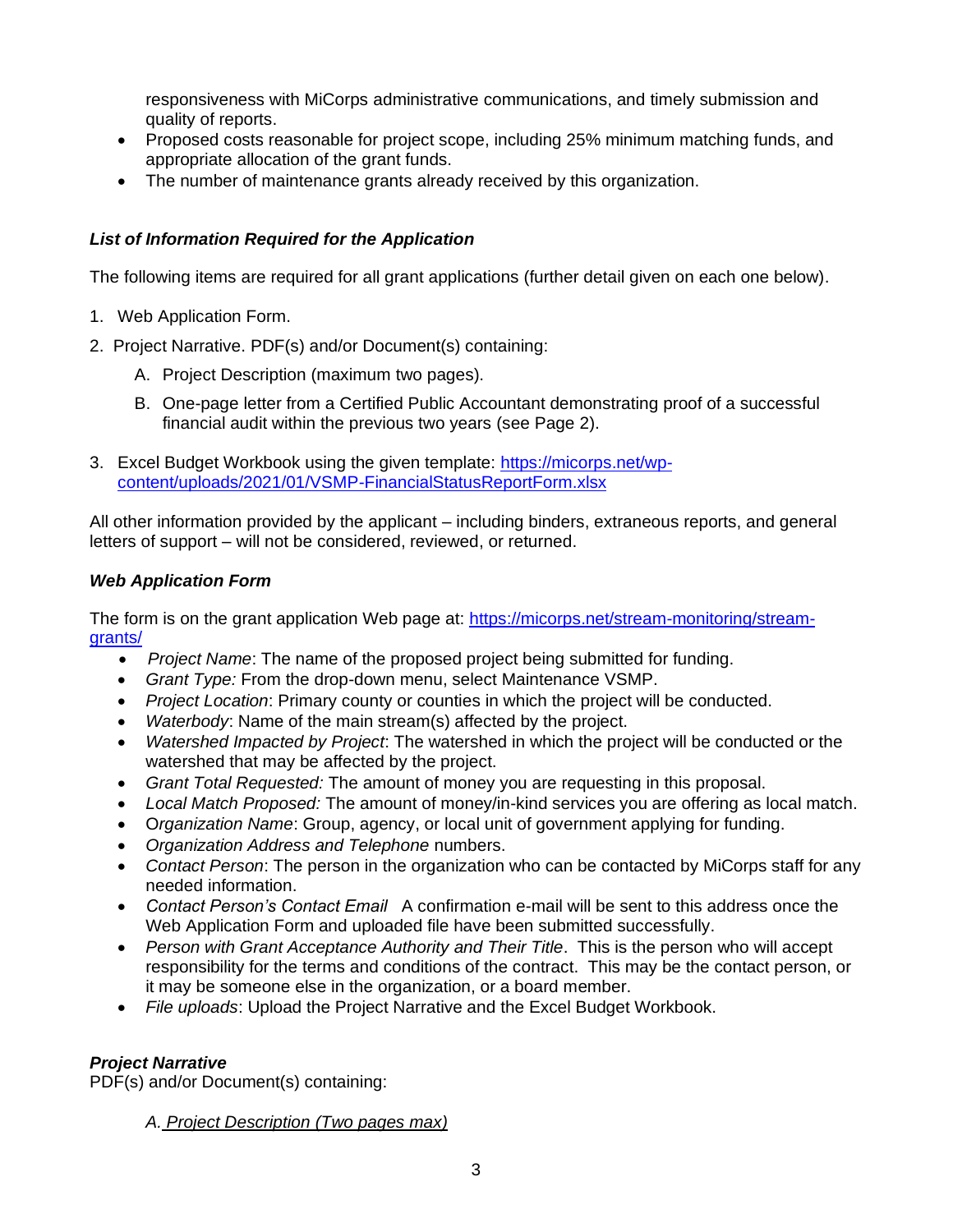responsiveness with MiCorps administrative communications, and timely submission and quality of reports.

- Proposed costs reasonable for project scope, including 25% minimum matching funds, and appropriate allocation of the grant funds.
- The number of maintenance grants already received by this organization.

### *List of Information Required for the Application*

The following items are required for all grant applications (further detail given on each one below).

1. Web Application Form.
2. Project Narrative. PDF(s) and/or Document(s) containing:
   A. Project Description (maximum two pages).
   B. One-page letter from a Certified Public Accountant demonstrating proof of a successful financial audit within the previous two years (see Page 2).
3. Excel Budget Workbook using the given template: https://micorps.net/wp-content/uploads/2021/01/VSMP-FinancialStatusReportForm.xlsx

All other information provided by the applicant – including binders, extraneous reports, and general letters of support – will not be considered, reviewed, or returned.

### *Web Application Form*

The form is on the grant application Web page at: https://micorps.net/stream-monitoring/stream-grants/

- *Project Name*: The name of the proposed project being submitted for funding.
- *Grant Type:* From the drop-down menu, select Maintenance VSMP.
- *Project Location*: Primary county or counties in which the project will be conducted.
- *Waterbody*: Name of the main stream(s) affected by the project.
- *Watershed Impacted by Project*: The watershed in which the project will be conducted or the watershed that may be affected by the project.
- *Grant Total Requested:* The amount of money you are requesting in this proposal.
- *Local Match Proposed:* The amount of money/in-kind services you are offering as local match.
- *Organization Name*: Group, agency, or local unit of government applying for funding.
- *Organization Address and Telephone* numbers.
- *Contact Person*: The person in the organization who can be contacted by MiCorps staff for any needed information.
- *Contact Person's Contact Email* A confirmation e-mail will be sent to this address once the Web Application Form and uploaded file have been submitted successfully.
- *Person with Grant Acceptance Authority and Their Title*. This is the person who will accept responsibility for the terms and conditions of the contract. This may be the contact person, or it may be someone else in the organization, or a board member.
- *File uploads*: Upload the Project Narrative and the Excel Budget Workbook.

### *Project Narrative*

PDF(s) and/or Document(s) containing:

*A. Project Description (Two pages max)*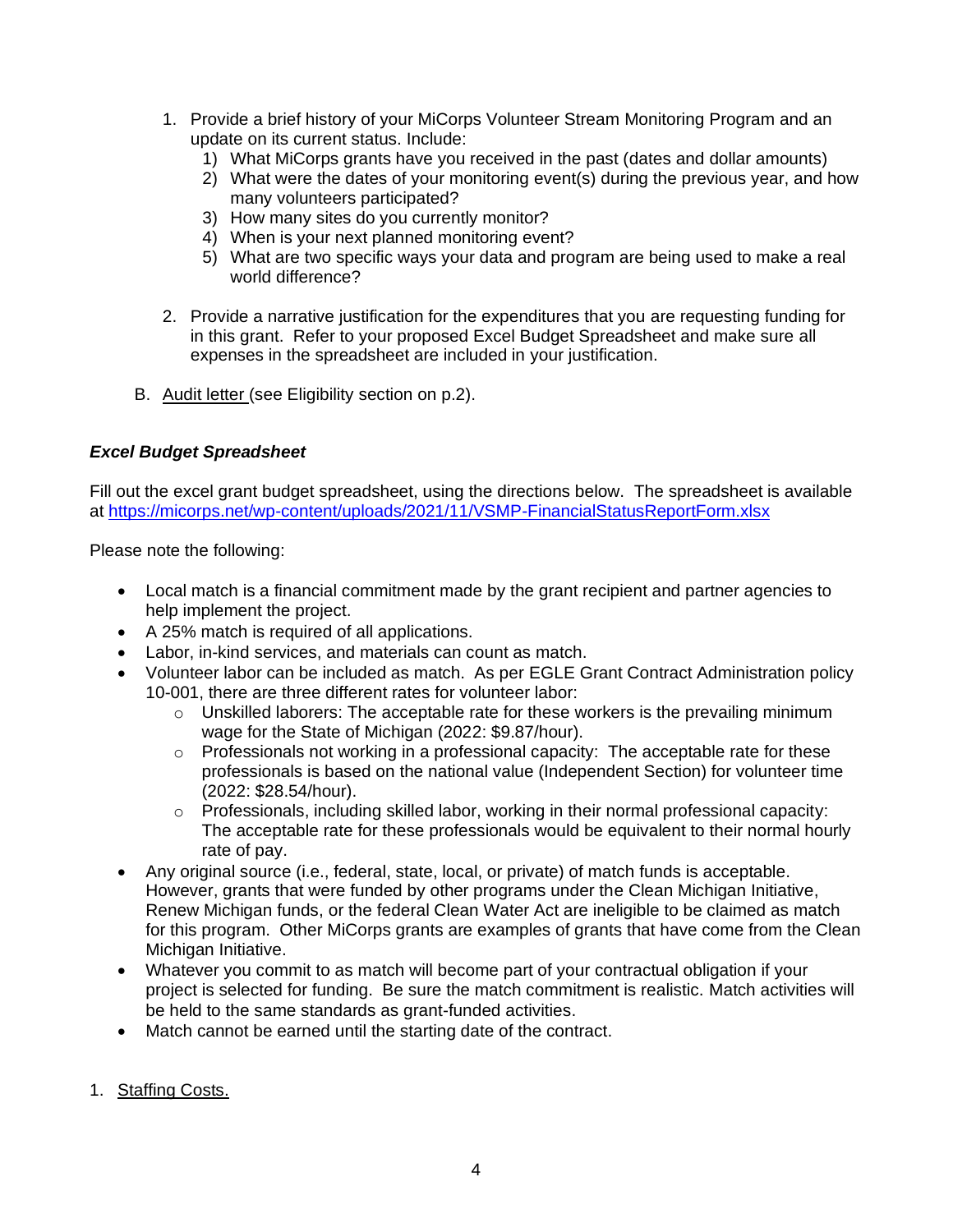1. Provide a brief history of your MiCorps Volunteer Stream Monitoring Program and an update on its current status. Include:
   1) What MiCorps grants have you received in the past (dates and dollar amounts)
   2) What were the dates of your monitoring event(s) during the previous year, and how many volunteers participated?
   3) How many sites do you currently monitor?
   4) When is your next planned monitoring event?
   5) What are two specific ways your data and program are being used to make a real world difference?

2. Provide a narrative justification for the expenditures that you are requesting funding for in this grant. Refer to your proposed Excel Budget Spreadsheet and make sure all expenses in the spreadsheet are included in your justification.

B. Audit letter (see Eligibility section on p.2).

***Excel Budget Spreadsheet***

Fill out the excel grant budget spreadsheet, using the directions below. The spreadsheet is available at https://micorps.net/wp-content/uploads/2021/11/VSMP-FinancialStatusReportForm.xlsx

Please note the following:

- Local match is a financial commitment made by the grant recipient and partner agencies to help implement the project.
- A 25% match is required of all applications.
- Labor, in-kind services, and materials can count as match.
- Volunteer labor can be included as match. As per EGLE Grant Contract Administration policy 10-001, there are three different rates for volunteer labor:
  - Unskilled laborers: The acceptable rate for these workers is the prevailing minimum wage for the State of Michigan (2022: $9.87/hour).
  - Professionals not working in a professional capacity: The acceptable rate for these professionals is based on the national value (Independent Section) for volunteer time (2022: $28.54/hour).
  - Professionals, including skilled labor, working in their normal professional capacity: The acceptable rate for these professionals would be equivalent to their normal hourly rate of pay.
- Any original source (i.e., federal, state, local, or private) of match funds is acceptable. However, grants that were funded by other programs under the Clean Michigan Initiative, Renew Michigan funds, or the federal Clean Water Act are ineligible to be claimed as match for this program. Other MiCorps grants are examples of grants that have come from the Clean Michigan Initiative.
- Whatever you commit to as match will become part of your contractual obligation if your project is selected for funding. Be sure the match commitment is realistic. Match activities will be held to the same standards as grant-funded activities.
- Match cannot be earned until the starting date of the contract.

1. Staffing Costs.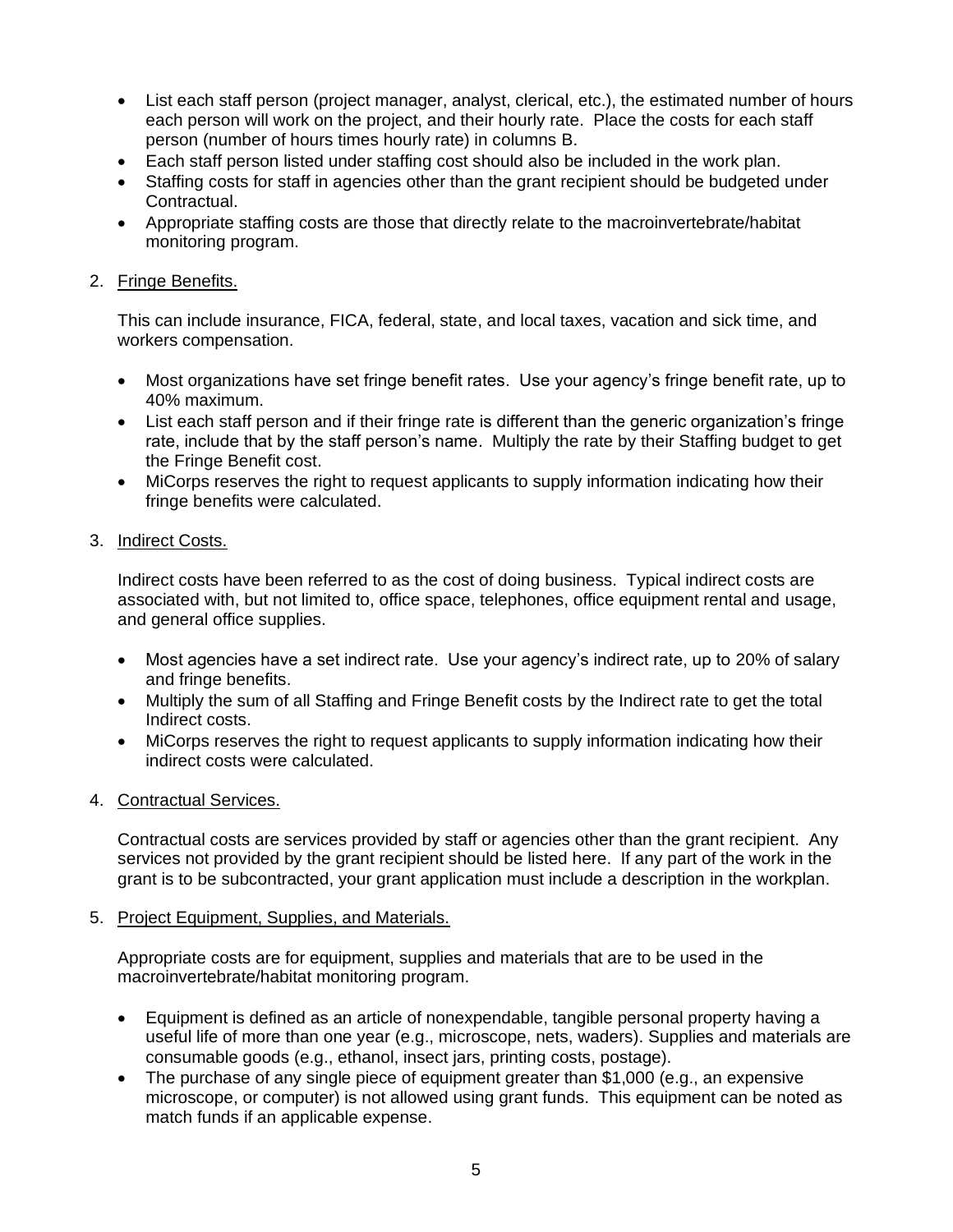- List each staff person (project manager, analyst, clerical, etc.), the estimated number of hours each person will work on the project, and their hourly rate. Place the costs for each staff person (number of hours times hourly rate) in columns B.
- Each staff person listed under staffing cost should also be included in the work plan.
- Staffing costs for staff in agencies other than the grant recipient should be budgeted under Contractual.
- Appropriate staffing costs are those that directly relate to the macroinvertebrate/habitat monitoring program.

2. Fringe Benefits.

   This can include insurance, FICA, federal, state, and local taxes, vacation and sick time, and workers compensation.

   - Most organizations have set fringe benefit rates. Use your agency's fringe benefit rate, up to 40% maximum.
   - List each staff person and if their fringe rate is different than the generic organization's fringe rate, include that by the staff person's name. Multiply the rate by their Staffing budget to get the Fringe Benefit cost.
   - MiCorps reserves the right to request applicants to supply information indicating how their fringe benefits were calculated.

3. Indirect Costs.

   Indirect costs have been referred to as the cost of doing business. Typical indirect costs are associated with, but not limited to, office space, telephones, office equipment rental and usage, and general office supplies.

   - Most agencies have a set indirect rate. Use your agency's indirect rate, up to 20% of salary and fringe benefits.
   - Multiply the sum of all Staffing and Fringe Benefit costs by the Indirect rate to get the total Indirect costs.
   - MiCorps reserves the right to request applicants to supply information indicating how their indirect costs were calculated.

4. Contractual Services.

   Contractual costs are services provided by staff or agencies other than the grant recipient. Any services not provided by the grant recipient should be listed here. If any part of the work in the grant is to be subcontracted, your grant application must include a description in the workplan.

5. Project Equipment, Supplies, and Materials.

   Appropriate costs are for equipment, supplies and materials that are to be used in the macroinvertebrate/habitat monitoring program.

   - Equipment is defined as an article of nonexpendable, tangible personal property having a useful life of more than one year (e.g., microscope, nets, waders). Supplies and materials are consumable goods (e.g., ethanol, insect jars, printing costs, postage).
   - The purchase of any single piece of equipment greater than $1,000 (e.g., an expensive microscope, or computer) is not allowed using grant funds. This equipment can be noted as match funds if an applicable expense.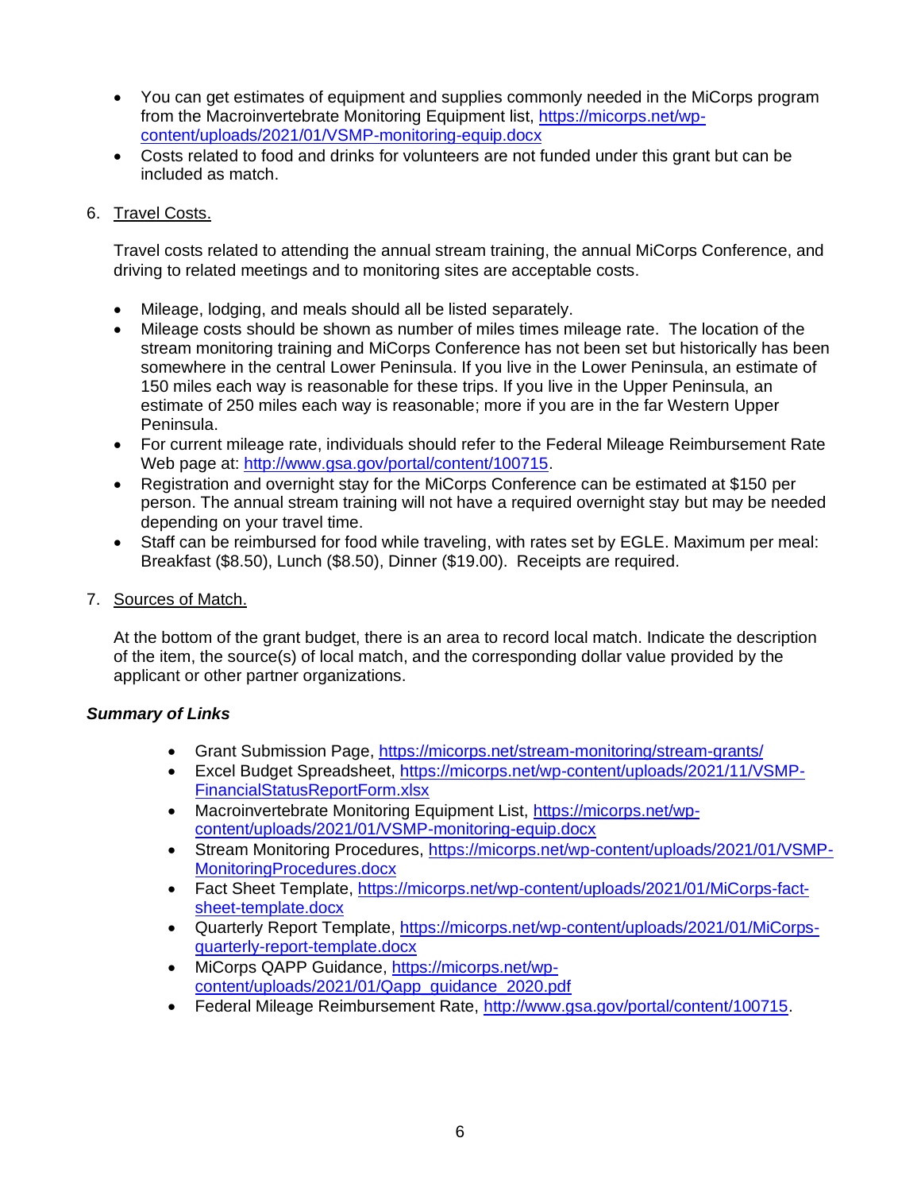- You can get estimates of equipment and supplies commonly needed in the MiCorps program from the Macroinvertebrate Monitoring Equipment list, https://micorps.net/wp-content/uploads/2021/01/VSMP-monitoring-equip.docx
- Costs related to food and drinks for volunteers are not funded under this grant but can be included as match.

6. Travel Costs.

   Travel costs related to attending the annual stream training, the annual MiCorps Conference, and driving to related meetings and to monitoring sites are acceptable costs.

   - Mileage, lodging, and meals should all be listed separately.
   - Mileage costs should be shown as number of miles times mileage rate. The location of the stream monitoring training and MiCorps Conference has not been set but historically has been somewhere in the central Lower Peninsula. If you live in the Lower Peninsula, an estimate of 150 miles each way is reasonable for these trips. If you live in the Upper Peninsula, an estimate of 250 miles each way is reasonable; more if you are in the far Western Upper Peninsula.
   - For current mileage rate, individuals should refer to the Federal Mileage Reimbursement Rate Web page at: http://www.gsa.gov/portal/content/100715.
   - Registration and overnight stay for the MiCorps Conference can be estimated at $150 per person. The annual stream training will not have a required overnight stay but may be needed depending on your travel time.
   - Staff can be reimbursed for food while traveling, with rates set by EGLE. Maximum per meal: Breakfast ($8.50), Lunch ($8.50), Dinner ($19.00). Receipts are required.

7. Sources of Match.

   At the bottom of the grant budget, there is an area to record local match. Indicate the description of the item, the source(s) of local match, and the corresponding dollar value provided by the applicant or other partner organizations.

***Summary of Links***

- Grant Submission Page, https://micorps.net/stream-monitoring/stream-grants/
- Excel Budget Spreadsheet, https://micorps.net/wp-content/uploads/2021/11/VSMP-FinancialStatusReportForm.xlsx
- Macroinvertebrate Monitoring Equipment List, https://micorps.net/wp-content/uploads/2021/01/VSMP-monitoring-equip.docx
- Stream Monitoring Procedures, https://micorps.net/wp-content/uploads/2021/01/VSMP-MonitoringProcedures.docx
- Fact Sheet Template, https://micorps.net/wp-content/uploads/2021/01/MiCorps-fact-sheet-template.docx
- Quarterly Report Template, https://micorps.net/wp-content/uploads/2021/01/MiCorps-quarterly-report-template.docx
- MiCorps QAPP Guidance, https://micorps.net/wp-content/uploads/2021/01/Qapp_guidance_2020.pdf
- Federal Mileage Reimbursement Rate, http://www.gsa.gov/portal/content/100715.